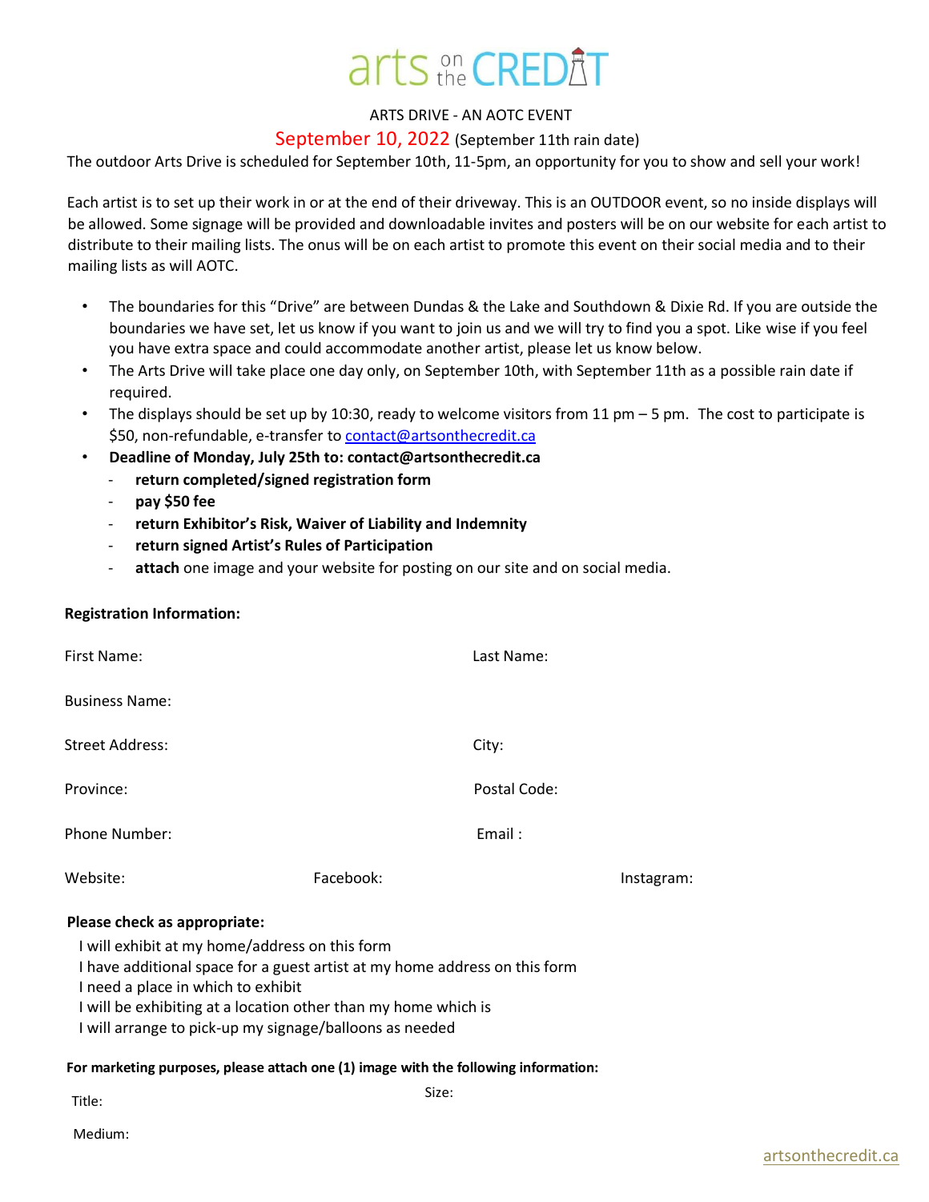# arts on the CREDIT

ARTS DRIVE - AN AOTC EVENT

September 10, 2022 (September 11th rain date)

The outdoor Arts Drive is scheduled for September 10th, 11-5pm, an opportunity for you to show and sell your work!

Each artist is to set up their work in or at the end of their driveway. This is an OUTDOOR event, so no inside displays will be allowed. Some signage will be provided and downloadable invites and posters will be on our website for each artist to distribute to their mailing lists. The onus will be on each artist to promote this event on their social media and to their mailing lists as will AOTC.

- The boundaries for this "Drive" are between Dundas & the Lake and Southdown & Dixie Rd. If you are outside the boundaries we have set, let us know if you want to join us and we will try to find you a spot. Like wise if you feel you have extra space and could accommodate another artist, please let us know below.
- The Arts Drive will take place one day only, on September 10th, with September 11th as a possible rain date if required.
- The displays should be set up by 10:30, ready to welcome visitors from 11 pm – 5 pm. The cost to participate is $50, non-refundable, e-transfer to contact@artsonthecredit.ca
- **Deadline of Monday, July 25th to: contact@artsonthecredit.ca**
  - **return completed/signed registration form**
  - **pay $50 fee**
  - **return Exhibitor's Risk, Waiver of Liability and Indemnity**
  - **return signed Artist's Rules of Participation**
  - **attach** one image and your website for posting on our site and on social media.

**Registration Information:**

First Name: Last Name:

Business Name:

Street Address: City:

Province: Postal Code:

Phone Number: Email :

Website: Facebook: Instagram:

**Please check as appropriate:**

I will exhibit at my home/address on this form
I have additional space for a guest artist at my home address on this form
I need a place in which to exhibit
I will be exhibiting at a location other than my home which is
I will arrange to pick-up my signage/balloons as needed

**For marketing purposes, please attach one (1) image with the following information:**

Title: Size:

Medium:

artsonthecredit.ca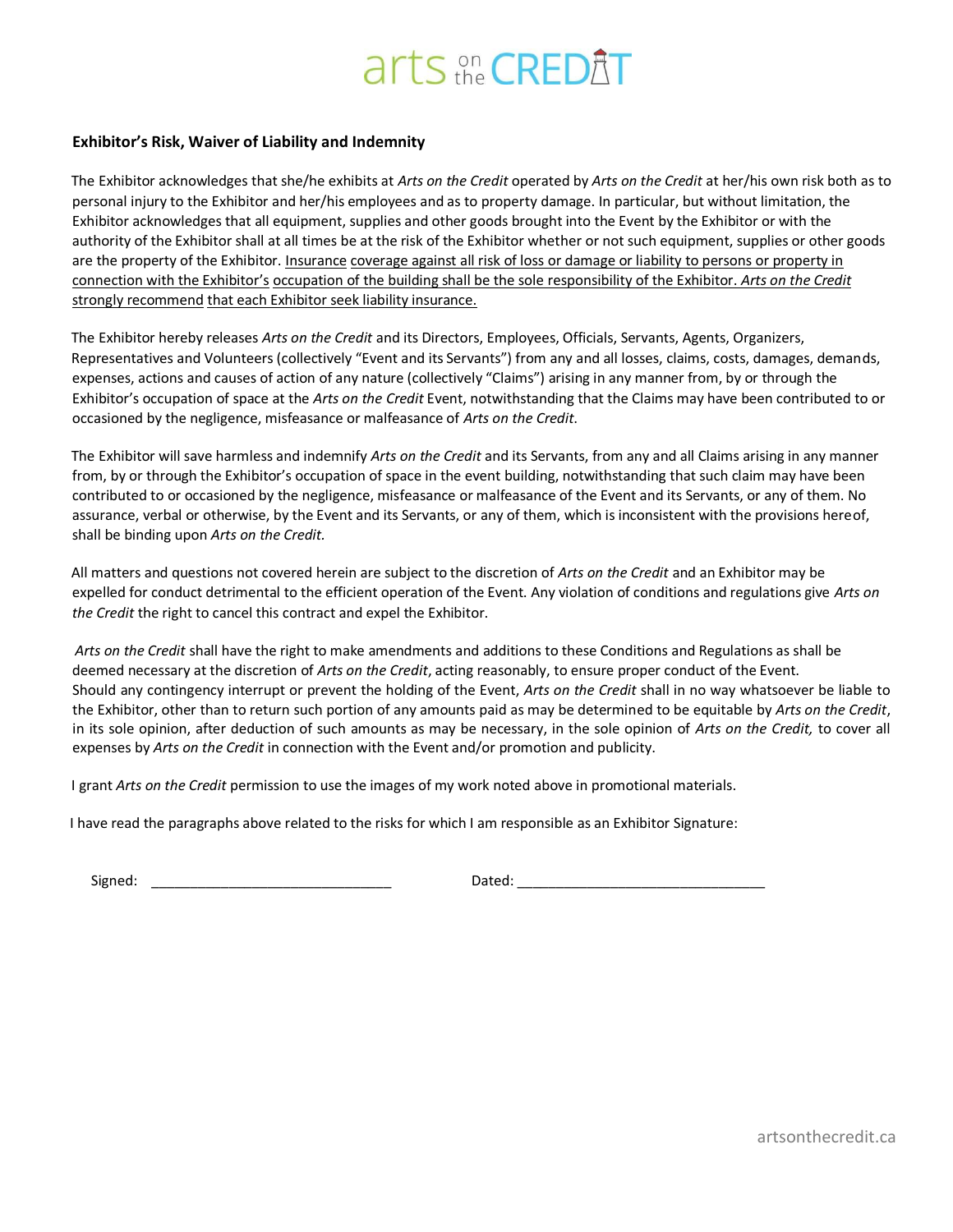**Exhibitor's Risk, Waiver of Liability and Indemnity**

The Exhibitor acknowledges that she/he exhibits at *Arts on the Credit* operated by *Arts on the Credit* at her/his own risk both as to personal injury to the Exhibitor and her/his employees and as to property damage. In particular, but without limitation, the Exhibitor acknowledges that all equipment, supplies and other goods brought into the Event by the Exhibitor or with the authority of the Exhibitor shall at all times be at the risk of the Exhibitor whether or not such equipment, supplies or other goods are the property of the Exhibitor. Insurance coverage against all risk of loss or damage or liability to persons or property in connection with the Exhibitor's occupation of the building shall be the sole responsibility of the Exhibitor. *Arts on the Credit* strongly recommend that each Exhibitor seek liability insurance.

The Exhibitor hereby releases *Arts on the Credit* and its Directors, Employees, Officials, Servants, Agents, Organizers, Representatives and Volunteers (collectively "Event and its Servants") from any and all losses, claims, costs, damages, demands, expenses, actions and causes of action of any nature (collectively "Claims") arising in any manner from, by or through the Exhibitor's occupation of space at the *Arts on the Credit* Event, notwithstanding that the Claims may have been contributed to or occasioned by the negligence, misfeasance or malfeasance of *Arts on the Credit.*

The Exhibitor will save harmless and indemnify *Arts on the Credit* and its Servants, from any and all Claims arising in any manner from, by or through the Exhibitor's occupation of space in the event building, notwithstanding that such claim may have been contributed to or occasioned by the negligence, misfeasance or malfeasance of the Event and its Servants, or any of them. No assurance, verbal or otherwise, by the Event and its Servants, or any of them, which is inconsistent with the provisions hereof, shall be binding upon *Arts on the Credit.*

All matters and questions not covered herein are subject to the discretion of *Arts on the Credit* and an Exhibitor may be expelled for conduct detrimental to the efficient operation of the Event. Any violation of conditions and regulations give *Arts on the Credit* the right to cancel this contract and expel the Exhibitor.

*Arts on the Credit* shall have the right to make amendments and additions to these Conditions and Regulations as shall be deemed necessary at the discretion of *Arts on the Credit*, acting reasonably, to ensure proper conduct of the Event. Should any contingency interrupt or prevent the holding of the Event, *Arts on the Credit* shall in no way whatsoever be liable to the Exhibitor, other than to return such portion of any amounts paid as may be determined to be equitable by *Arts on the Credit*, in its sole opinion, after deduction of such amounts as may be necessary, in the sole opinion of *Arts on the Credit,* to cover all expenses by *Arts on the Credit* in connection with the Event and/or promotion and publicity.

I grant *Arts on the Credit* permission to use the images of my work noted above in promotional materials.

I have read the paragraphs above related to the risks for which I am responsible as an Exhibitor Signature:

Signed: ______________________________ Dated: _______________________________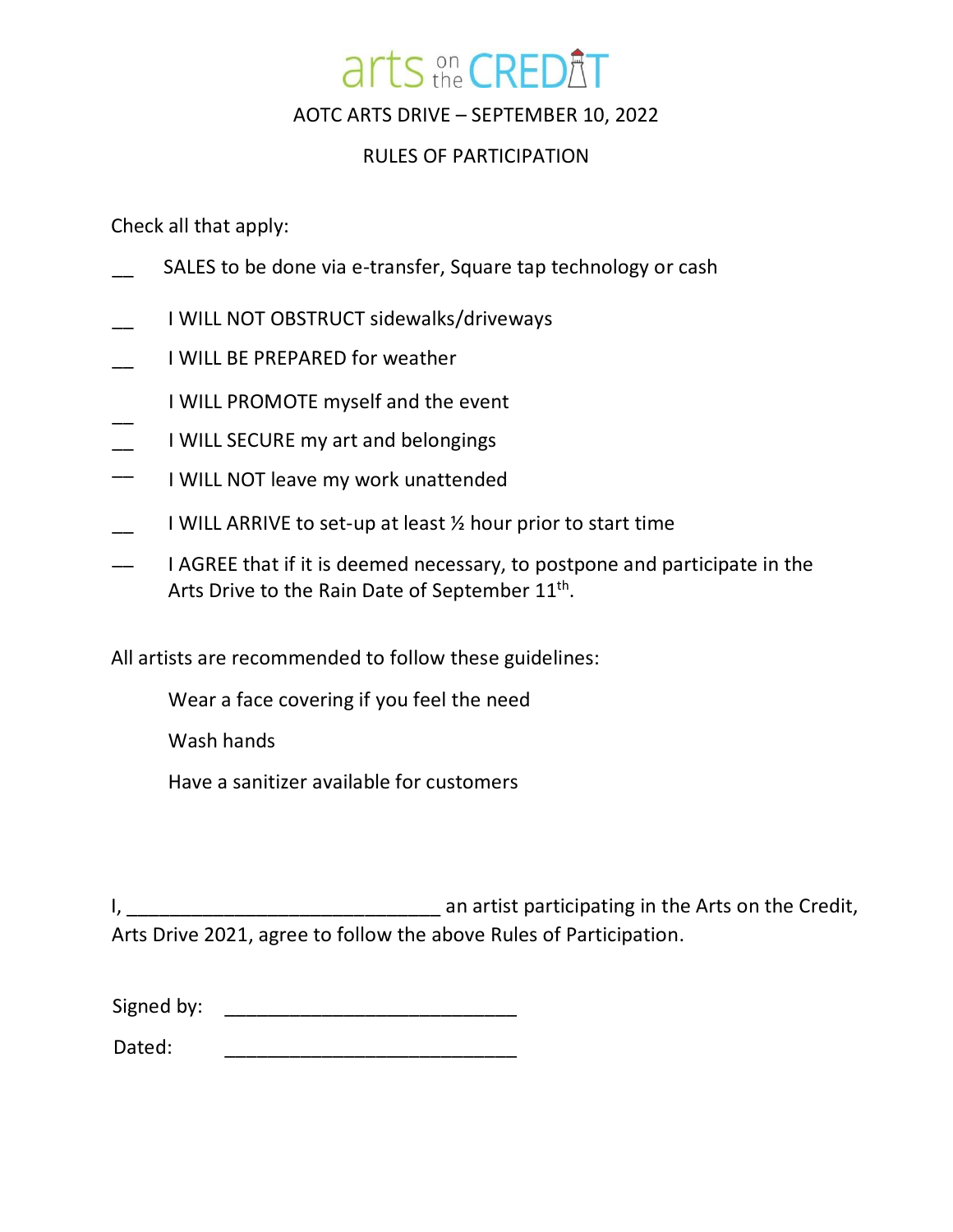arts on the CREDIT

AOTC ARTS DRIVE – SEPTEMBER 10, 2022

RULES OF PARTICIPATION

Check all that apply:

__ SALES to be done via e-transfer, Square tap technology or cash

__ I WILL NOT OBSTRUCT sidewalks/driveways

__ I WILL BE PREPARED for weather

__ I WILL PROMOTE myself and the event

__ I WILL SECURE my art and belongings

__ I WILL NOT leave my work unattended

__ I WILL ARRIVE to set-up at least ½ hour prior to start time

__ I AGREE that if it is deemed necessary, to postpone and participate in the Arts Drive to the Rain Date of September 11th.

All artists are recommended to follow these guidelines:

Wear a face covering if you feel the need

Wash hands

Have a sanitizer available for customers

I, _____________________________ an artist participating in the Arts on the Credit, Arts Drive 2021, agree to follow the above Rules of Participation.

Signed by: ___________________________

Dated: ___________________________